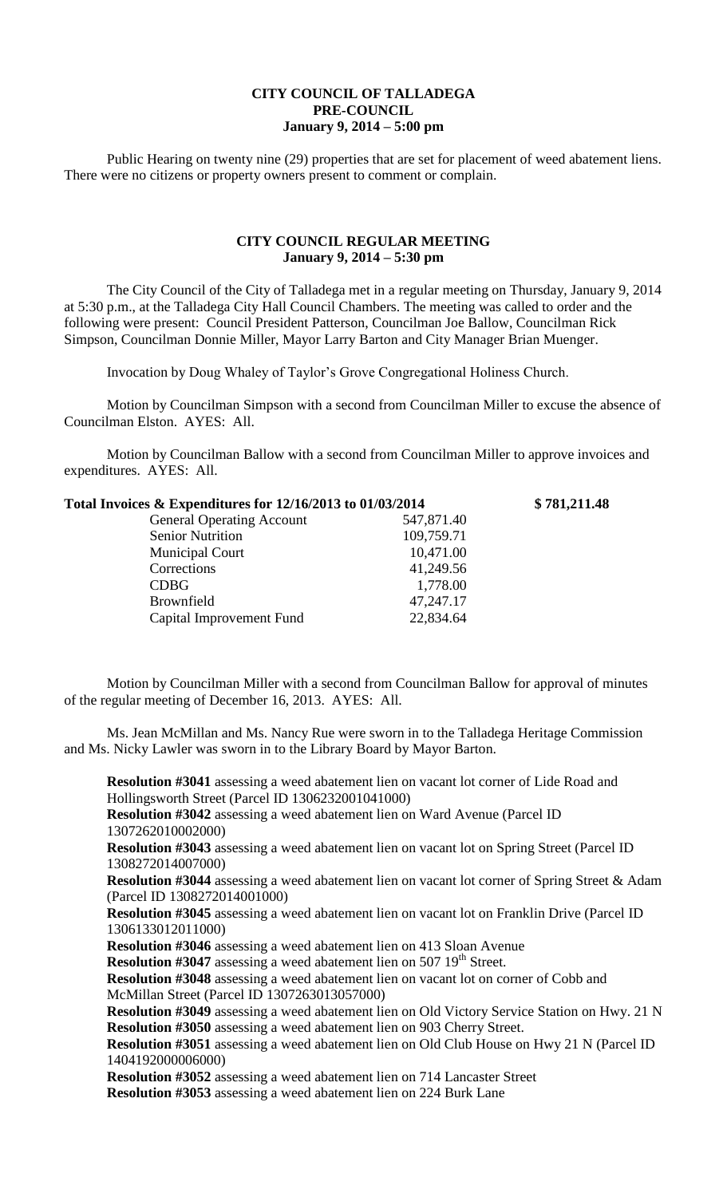**CITY COUNCIL OF TALLADEGA**
**PRE-COUNCIL**
**January 9, 2014 – 5:00 pm**

Public Hearing on twenty nine (29) properties that are set for placement of weed abatement liens. There were no citizens or property owners present to comment or complain.

**CITY COUNCIL REGULAR MEETING**
**January 9, 2014 – 5:30 pm**

The City Council of the City of Talladega met in a regular meeting on Thursday, January 9, 2014 at 5:30 p.m., at the Talladega City Hall Council Chambers. The meeting was called to order and the following were present: Council President Patterson, Councilman Joe Ballow, Councilman Rick Simpson, Councilman Donnie Miller, Mayor Larry Barton and City Manager Brian Muenger.

Invocation by Doug Whaley of Taylor's Grove Congregational Holiness Church.

Motion by Councilman Simpson with a second from Councilman Miller to excuse the absence of Councilman Elston. AYES: All.

Motion by Councilman Ballow with a second from Councilman Miller to approve invoices and expenditures. AYES: All.

| **Total Invoices & Expenditures for 12/16/2013 to 01/03/2014** | | **$ 781,211.48** |
|---|---|---|
| General Operating Account | 547,871.40 | |
| Senior Nutrition | 109,759.71 | |
| Municipal Court | 10,471.00 | |
| Corrections | 41,249.56 | |
| CDBG | 1,778.00 | |
| Brownfield | 47,247.17 | |
| Capital Improvement Fund | 22,834.64 | |

Motion by Councilman Miller with a second from Councilman Ballow for approval of minutes of the regular meeting of December 16, 2013. AYES: All.

Ms. Jean McMillan and Ms. Nancy Rue were sworn in to the Talladega Heritage Commission and Ms. Nicky Lawler was sworn in to the Library Board by Mayor Barton.

**Resolution #3041** assessing a weed abatement lien on vacant lot corner of Lide Road and Hollingsworth Street (Parcel ID 1306232001041000)
**Resolution #3042** assessing a weed abatement lien on Ward Avenue (Parcel ID 1307262010002000)
**Resolution #3043** assessing a weed abatement lien on vacant lot on Spring Street (Parcel ID 1308272014007000)
**Resolution #3044** assessing a weed abatement lien on vacant lot corner of Spring Street & Adam (Parcel ID 1308272014001000)
**Resolution #3045** assessing a weed abatement lien on vacant lot on Franklin Drive (Parcel ID 1306133012011000)
**Resolution #3046** assessing a weed abatement lien on 413 Sloan Avenue
**Resolution #3047** assessing a weed abatement lien on 507 19th Street.
**Resolution #3048** assessing a weed abatement lien on vacant lot on corner of Cobb and McMillan Street (Parcel ID 1307263013057000)
**Resolution #3049** assessing a weed abatement lien on Old Victory Service Station on Hwy. 21 N
**Resolution #3050** assessing a weed abatement lien on 903 Cherry Street.
**Resolution #3051** assessing a weed abatement lien on Old Club House on Hwy 21 N (Parcel ID 1404192000006000)
**Resolution #3052** assessing a weed abatement lien on 714 Lancaster Street
**Resolution #3053** assessing a weed abatement lien on 224 Burk Lane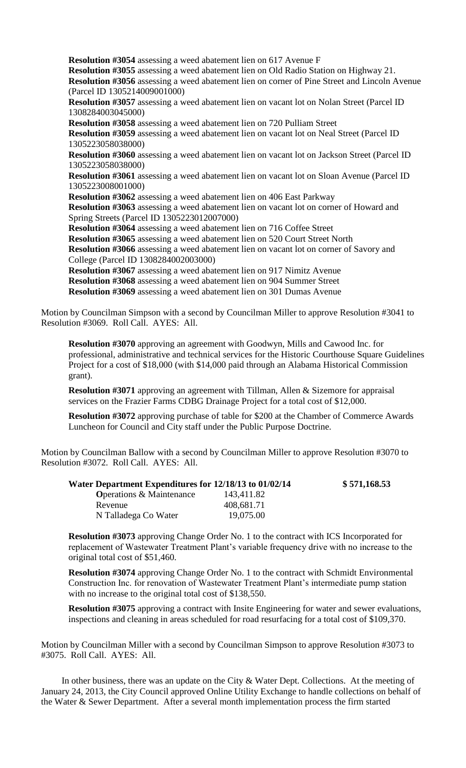**Resolution #3054** assessing a weed abatement lien on 617 Avenue F

**Resolution #3055** assessing a weed abatement lien on Old Radio Station on Highway 21.

**Resolution #3056** assessing a weed abatement lien on corner of Pine Street and Lincoln Avenue (Parcel ID 1305214009001000)

**Resolution #3057** assessing a weed abatement lien on vacant lot on Nolan Street (Parcel ID 1308284003045000)

**Resolution #3058** assessing a weed abatement lien on 720 Pulliam Street

**Resolution #3059** assessing a weed abatement lien on vacant lot on Neal Street (Parcel ID 1305223058038000)

**Resolution #3060** assessing a weed abatement lien on vacant lot on Jackson Street (Parcel ID 1305223058038000)

**Resolution #3061** assessing a weed abatement lien on vacant lot on Sloan Avenue (Parcel ID 1305223008001000)

**Resolution #3062** assessing a weed abatement lien on 406 East Parkway

**Resolution #3063** assessing a weed abatement lien on vacant lot on corner of Howard and Spring Streets (Parcel ID 1305223012007000)

**Resolution #3064** assessing a weed abatement lien on 716 Coffee Street

**Resolution #3065** assessing a weed abatement lien on 520 Court Street North

**Resolution #3066** assessing a weed abatement lien on vacant lot on corner of Savory and College (Parcel ID 1308284002003000)

**Resolution #3067** assessing a weed abatement lien on 917 Nimitz Avenue

**Resolution #3068** assessing a weed abatement lien on 904 Summer Street

**Resolution #3069** assessing a weed abatement lien on 301 Dumas Avenue

Motion by Councilman Simpson with a second by Councilman Miller to approve Resolution #3041 to Resolution #3069. Roll Call. AYES: All.

**Resolution #3070** approving an agreement with Goodwyn, Mills and Cawood Inc. for professional, administrative and technical services for the Historic Courthouse Square Guidelines Project for a cost of $18,000 (with $14,000 paid through an Alabama Historical Commission grant).

**Resolution #3071** approving an agreement with Tillman, Allen & Sizemore for appraisal services on the Frazier Farms CDBG Drainage Project for a total cost of $12,000.

**Resolution #3072** approving purchase of table for $200 at the Chamber of Commerce Awards Luncheon for Council and City staff under the Public Purpose Doctrine.

Motion by Councilman Ballow with a second by Councilman Miller to approve Resolution #3070 to Resolution #3072. Roll Call. AYES: All.

| **Water Department Expenditures for 12/18/13 to 01/02/14** | | **$ 571,168.53** |
|---|---|---|
| **O**perations & Maintenance | 143,411.82 | |
| Revenue | 408,681.71 | |
| N Talladega Co Water | 19,075.00 | |

**Resolution #3073** approving Change Order No. 1 to the contract with ICS Incorporated for replacement of Wastewater Treatment Plant's variable frequency drive with no increase to the original total cost of $51,460.

**Resolution #3074** approving Change Order No. 1 to the contract with Schmidt Environmental Construction Inc. for renovation of Wastewater Treatment Plant's intermediate pump station with no increase to the original total cost of $138,550.

**Resolution #3075** approving a contract with Insite Engineering for water and sewer evaluations, inspections and cleaning in areas scheduled for road resurfacing for a total cost of $109,370.

Motion by Councilman Miller with a second by Councilman Simpson to approve Resolution #3073 to #3075. Roll Call. AYES: All.

In other business, there was an update on the City & Water Dept. Collections. At the meeting of January 24, 2013, the City Council approved Online Utility Exchange to handle collections on behalf of the Water & Sewer Department. After a several month implementation process the firm started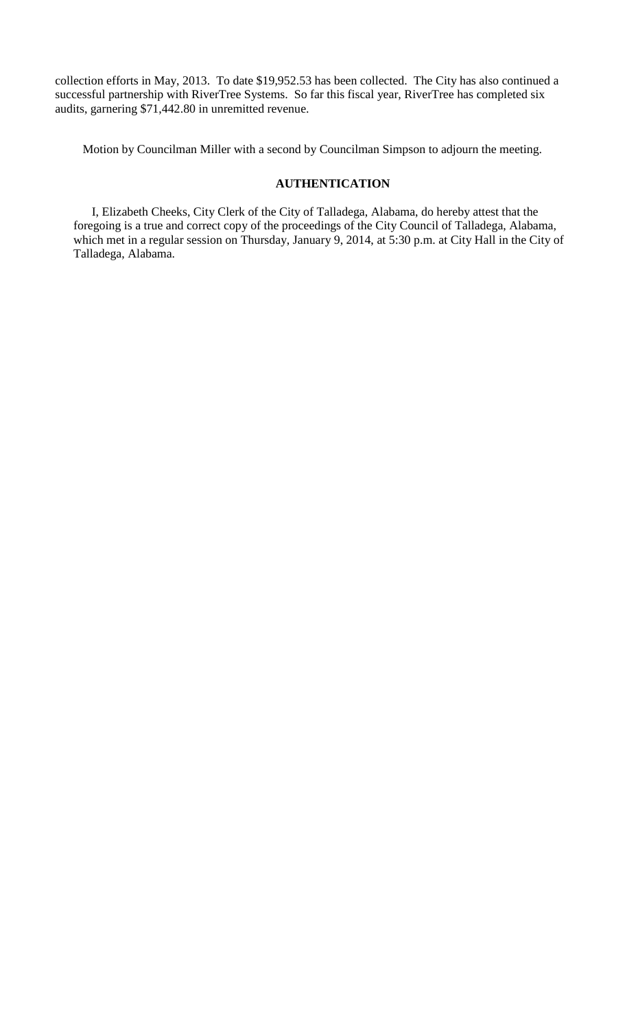collection efforts in May, 2013. To date $19,952.53 has been collected. The City has also continued a successful partnership with RiverTree Systems. So far this fiscal year, RiverTree has completed six audits, garnering $71,442.80 in unremitted revenue.

Motion by Councilman Miller with a second by Councilman Simpson to adjourn the meeting.

## AUTHENTICATION

I, Elizabeth Cheeks, City Clerk of the City of Talladega, Alabama, do hereby attest that the foregoing is a true and correct copy of the proceedings of the City Council of Talladega, Alabama, which met in a regular session on Thursday, January 9, 2014, at 5:30 p.m. at City Hall in the City of Talladega, Alabama.